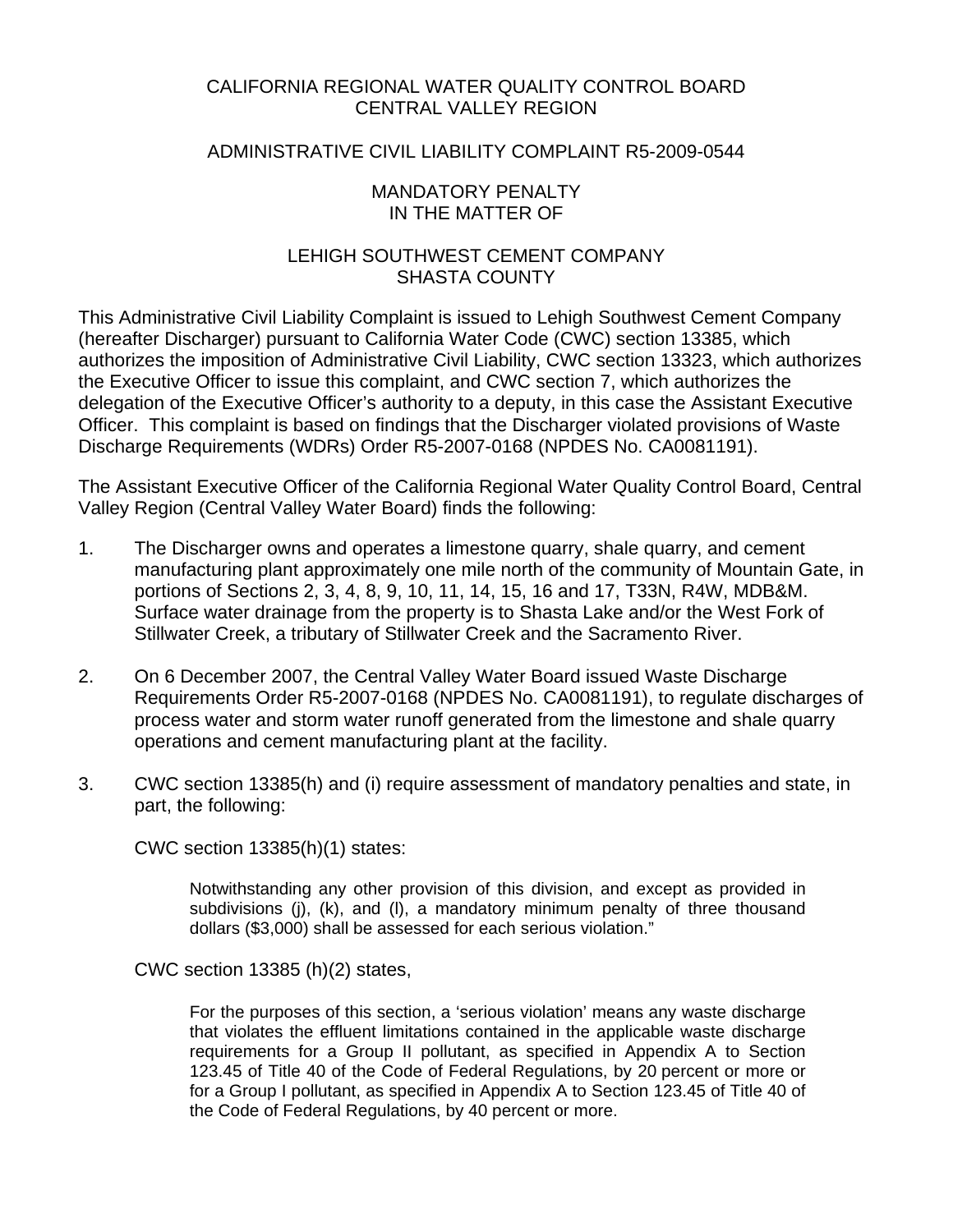CALIFORNIA REGIONAL WATER QUALITY CONTROL BOARD
CENTRAL VALLEY REGION

ADMINISTRATIVE CIVIL LIABILITY COMPLAINT R5-2009-0544

MANDATORY PENALTY
IN THE MATTER OF

LEHIGH SOUTHWEST CEMENT COMPANY
SHASTA COUNTY

This Administrative Civil Liability Complaint is issued to Lehigh Southwest Cement Company (hereafter Discharger) pursuant to California Water Code (CWC) section 13385, which authorizes the imposition of Administrative Civil Liability, CWC section 13323, which authorizes the Executive Officer to issue this complaint, and CWC section 7, which authorizes the delegation of the Executive Officer's authority to a deputy, in this case the Assistant Executive Officer. This complaint is based on findings that the Discharger violated provisions of Waste Discharge Requirements (WDRs) Order R5-2007-0168 (NPDES No. CA0081191).

The Assistant Executive Officer of the California Regional Water Quality Control Board, Central Valley Region (Central Valley Water Board) finds the following:

1. The Discharger owns and operates a limestone quarry, shale quarry, and cement manufacturing plant approximately one mile north of the community of Mountain Gate, in portions of Sections 2, 3, 4, 8, 9, 10, 11, 14, 15, 16 and 17, T33N, R4W, MDB&M. Surface water drainage from the property is to Shasta Lake and/or the West Fork of Stillwater Creek, a tributary of Stillwater Creek and the Sacramento River.

2. On 6 December 2007, the Central Valley Water Board issued Waste Discharge Requirements Order R5-2007-0168 (NPDES No. CA0081191), to regulate discharges of process water and storm water runoff generated from the limestone and shale quarry operations and cement manufacturing plant at the facility.

3. CWC section 13385(h) and (i) require assessment of mandatory penalties and state, in part, the following:

   CWC section 13385(h)(1) states:

   > Notwithstanding any other provision of this division, and except as provided in subdivisions (j), (k), and (l), a mandatory minimum penalty of three thousand dollars ($3,000) shall be assessed for each serious violation."

   CWC section 13385 (h)(2) states,

   > For the purposes of this section, a 'serious violation' means any waste discharge that violates the effluent limitations contained in the applicable waste discharge requirements for a Group II pollutant, as specified in Appendix A to Section 123.45 of Title 40 of the Code of Federal Regulations, by 20 percent or more or for a Group I pollutant, as specified in Appendix A to Section 123.45 of Title 40 of the Code of Federal Regulations, by 40 percent or more.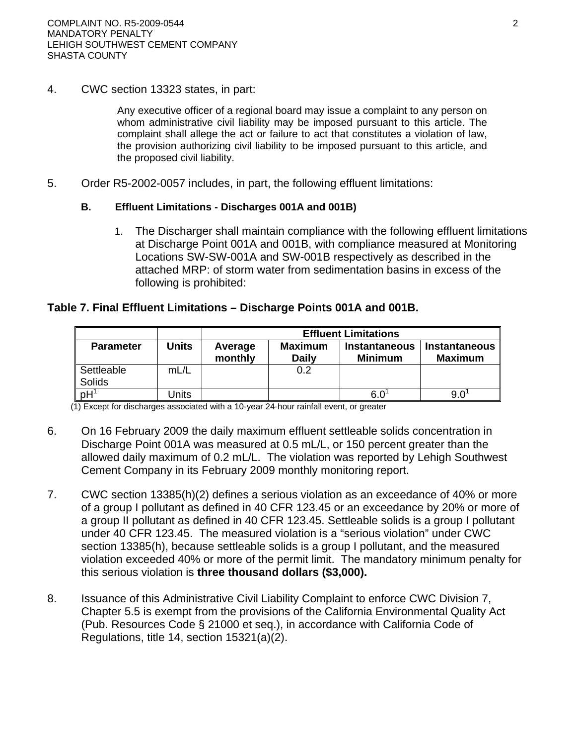4. CWC section 13323 states, in part:

> Any executive officer of a regional board may issue a complaint to any person on whom administrative civil liability may be imposed pursuant to this article. The complaint shall allege the act or failure to act that constitutes a violation of law, the provision authorizing civil liability to be imposed pursuant to this article, and the proposed civil liability.

5. Order R5-2002-0057 includes, in part, the following effluent limitations:

**B. Effluent Limitations - Discharges 001A and 001B)**

1. The Discharger shall maintain compliance with the following effluent limitations at Discharge Point 001A and 001B, with compliance measured at Monitoring Locations SW-SW-001A and SW-001B respectively as described in the attached MRP: of storm water from sedimentation basins in excess of the following is prohibited:

**Table 7. Final Effluent Limitations – Discharge Points 001A and 001B.**

| | | Effluent Limitations | | | |
|---|---|---|---|---|---|
| **Parameter** | **Units** | **Average monthly** | **Maximum Daily** | **Instantaneous Minimum** | **Instantaneous Maximum** |
| Settleable Solids | mL/L | | 0.2 | | |
| pH[1] | Units | | | 6.0[1] | 9.0[1] |

(1) Except for discharges associated with a 10-year 24-hour rainfall event, or greater

6. On 16 February 2009 the daily maximum effluent settleable solids concentration in Discharge Point 001A was measured at 0.5 mL/L, or 150 percent greater than the allowed daily maximum of 0.2 mL/L. The violation was reported by Lehigh Southwest Cement Company in its February 2009 monthly monitoring report.

7. CWC section 13385(h)(2) defines a serious violation as an exceedance of 40% or more of a group I pollutant as defined in 40 CFR 123.45 or an exceedance by 20% or more of a group II pollutant as defined in 40 CFR 123.45. Settleable solids is a group I pollutant under 40 CFR 123.45. The measured violation is a "serious violation" under CWC section 13385(h), because settleable solids is a group I pollutant, and the measured violation exceeded 40% or more of the permit limit. The mandatory minimum penalty for this serious violation is **three thousand dollars ($3,000).**

8. Issuance of this Administrative Civil Liability Complaint to enforce CWC Division 7, Chapter 5.5 is exempt from the provisions of the California Environmental Quality Act (Pub. Resources Code § 21000 et seq.), in accordance with California Code of Regulations, title 14, section 15321(a)(2).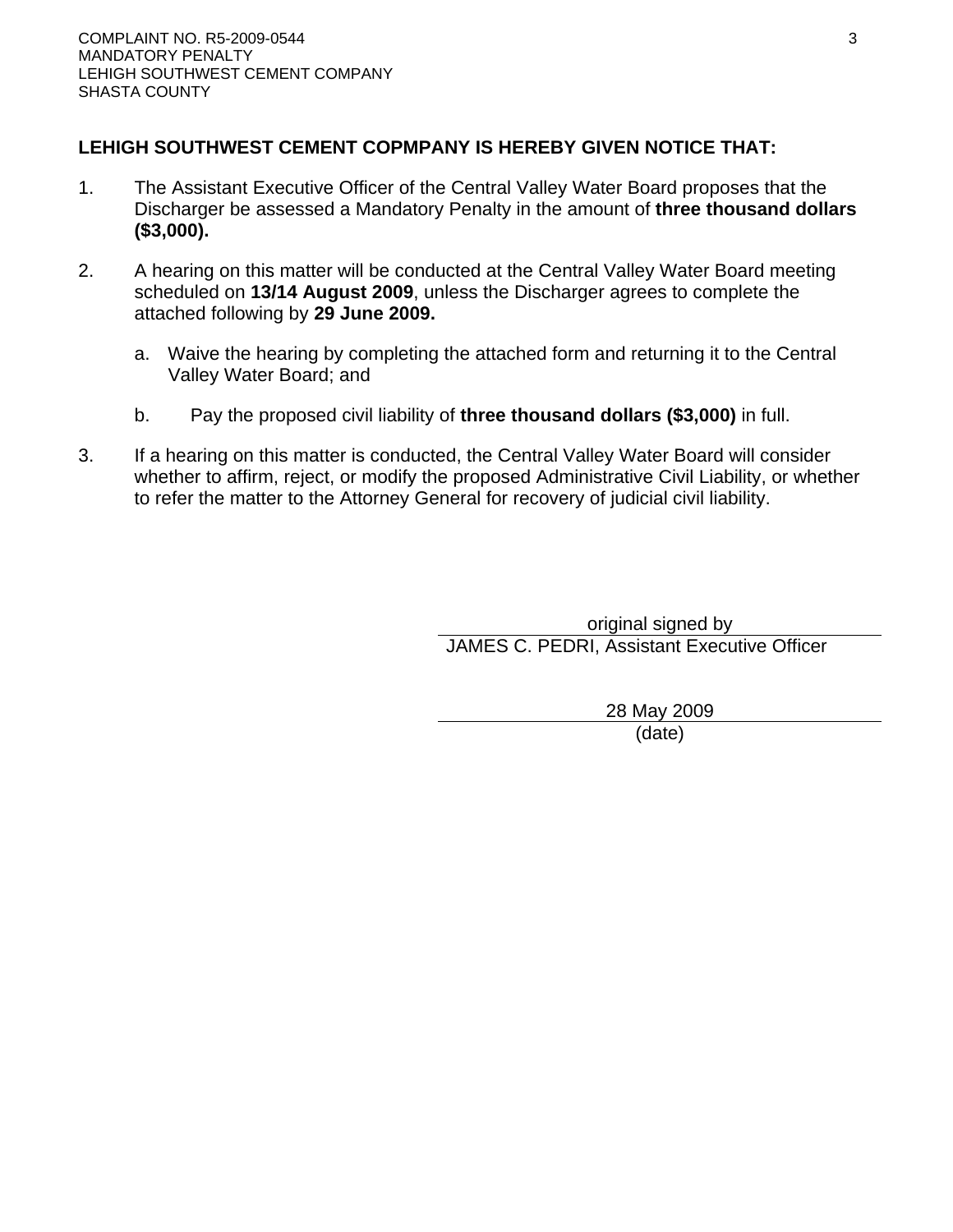**LEHIGH SOUTHWEST CEMENT COPMPANY IS HEREBY GIVEN NOTICE THAT:**

1. The Assistant Executive Officer of the Central Valley Water Board proposes that the Discharger be assessed a Mandatory Penalty in the amount of **three thousand dollars ($3,000).**

2. A hearing on this matter will be conducted at the Central Valley Water Board meeting scheduled on **13/14 August 2009**, unless the Discharger agrees to complete the attached following by **29 June 2009.**

   a. Waive the hearing by completing the attached form and returning it to the Central Valley Water Board; and

   b. Pay the proposed civil liability of **three thousand dollars ($3,000)** in full.

3. If a hearing on this matter is conducted, the Central Valley Water Board will consider whether to affirm, reject, or modify the proposed Administrative Civil Liability, or whether to refer the matter to the Attorney General for recovery of judicial civil liability.

original signed by
JAMES C. PEDRI, Assistant Executive Officer

28 May 2009
(date)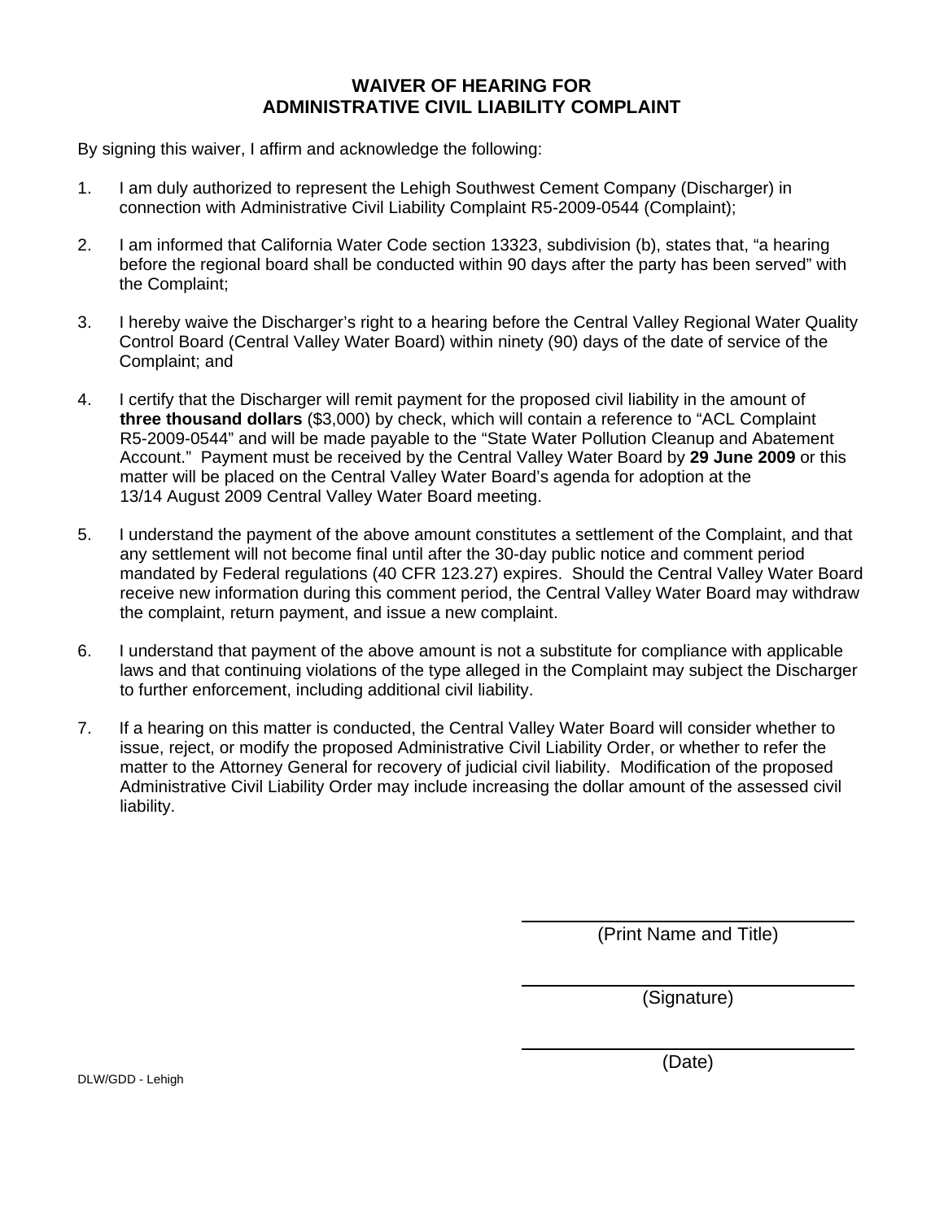# WAIVER OF HEARING FOR ADMINISTRATIVE CIVIL LIABILITY COMPLAINT

By signing this waiver, I affirm and acknowledge the following:

1. I am duly authorized to represent the Lehigh Southwest Cement Company (Discharger) in connection with Administrative Civil Liability Complaint R5-2009-0544 (Complaint);

2. I am informed that California Water Code section 13323, subdivision (b), states that, "a hearing before the regional board shall be conducted within 90 days after the party has been served" with the Complaint;

3. I hereby waive the Discharger's right to a hearing before the Central Valley Regional Water Quality Control Board (Central Valley Water Board) within ninety (90) days of the date of service of the Complaint; and

4. I certify that the Discharger will remit payment for the proposed civil liability in the amount of **three thousand dollars** ($3,000) by check, which will contain a reference to "ACL Complaint R5-2009-0544" and will be made payable to the "State Water Pollution Cleanup and Abatement Account." Payment must be received by the Central Valley Water Board by **29 June 2009** or this matter will be placed on the Central Valley Water Board's agenda for adoption at the 13/14 August 2009 Central Valley Water Board meeting.

5. I understand the payment of the above amount constitutes a settlement of the Complaint, and that any settlement will not become final until after the 30-day public notice and comment period mandated by Federal regulations (40 CFR 123.27) expires. Should the Central Valley Water Board receive new information during this comment period, the Central Valley Water Board may withdraw the complaint, return payment, and issue a new complaint.

6. I understand that payment of the above amount is not a substitute for compliance with applicable laws and that continuing violations of the type alleged in the Complaint may subject the Discharger to further enforcement, including additional civil liability.

7. If a hearing on this matter is conducted, the Central Valley Water Board will consider whether to issue, reject, or modify the proposed Administrative Civil Liability Order, or whether to refer the matter to the Attorney General for recovery of judicial civil liability. Modification of the proposed Administrative Civil Liability Order may include increasing the dollar amount of the assessed civil liability.

\_\_\_\_\_\_\_\_\_\_\_\_\_\_\_\_\_\_\_\_\_\_\_\_\_\_\_\_\_\_
(Print Name and Title)

\_\_\_\_\_\_\_\_\_\_\_\_\_\_\_\_\_\_\_\_\_\_\_\_\_\_\_\_\_\_
(Signature)

\_\_\_\_\_\_\_\_\_\_\_\_\_\_\_\_\_\_\_\_\_\_\_\_\_\_\_\_\_\_
(Date)

DLW/GDD - Lehigh